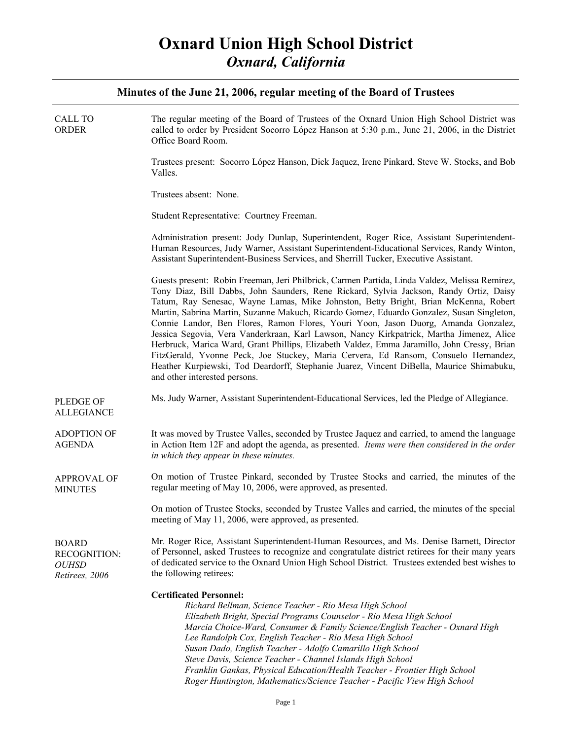# Oxnard Union High School District
## *Oxnard, California*

### Minutes of the June 21, 2006, regular meeting of the Board of Trustees

**CALL TO ORDER**

The regular meeting of the Board of Trustees of the Oxnard Union High School District was called to order by President Socorro López Hanson at 5:30 p.m., June 21, 2006, in the District Office Board Room.

Trustees present: Socorro López Hanson, Dick Jaquez, Irene Pinkard, Steve W. Stocks, and Bob Valles.

Trustees absent: None.

Student Representative: Courtney Freeman.

Administration present: Jody Dunlap, Superintendent, Roger Rice, Assistant Superintendent-Human Resources, Judy Warner, Assistant Superintendent-Educational Services, Randy Winton, Assistant Superintendent-Business Services, and Sherrill Tucker, Executive Assistant.

Guests present: Robin Freeman, Jeri Philbrick, Carmen Partida, Linda Valdez, Melissa Remirez, Tony Diaz, Bill Dabbs, John Saunders, Rene Rickard, Sylvia Jackson, Randy Ortiz, Daisy Tatum, Ray Senesac, Wayne Lamas, Mike Johnston, Betty Bright, Brian McKenna, Robert Martin, Sabrina Martin, Suzanne Makuch, Ricardo Gomez, Eduardo Gonzalez, Susan Singleton, Connie Landor, Ben Flores, Ramon Flores, Youri Yoon, Jason Duorg, Amanda Gonzalez, Jessica Segovia, Vera Vanderkraan, Karl Lawson, Nancy Kirkpatrick, Martha Jimenez, Alice Herbruck, Marica Ward, Grant Phillips, Elizabeth Valdez, Emma Jaramillo, John Cressy, Brian FitzGerald, Yvonne Peck, Joe Stuckey, Maria Cervera, Ed Ransom, Consuelo Hernandez, Heather Kurpiewski, Tod Deardorff, Stephanie Juarez, Vincent DiBella, Maurice Shimabuku, and other interested persons.

**PLEDGE OF ALLEGIANCE**

Ms. Judy Warner, Assistant Superintendent-Educational Services, led the Pledge of Allegiance.

**ADOPTION OF AGENDA**

It was moved by Trustee Valles, seconded by Trustee Jaquez and carried, to amend the language in Action Item 12F and adopt the agenda, as presented. *Items were then considered in the order in which they appear in these minutes.*

**APPROVAL OF MINUTES**

On motion of Trustee Pinkard, seconded by Trustee Stocks and carried, the minutes of the regular meeting of May 10, 2006, were approved, as presented.

On motion of Trustee Stocks, seconded by Trustee Valles and carried, the minutes of the special meeting of May 11, 2006, were approved, as presented.

**BOARD RECOGNITION:** *OUHSD Retirees, 2006*

Mr. Roger Rice, Assistant Superintendent-Human Resources, and Ms. Denise Barnett, Director of Personnel, asked Trustees to recognize and congratulate district retirees for their many years of dedicated service to the Oxnard Union High School District. Trustees extended best wishes to the following retirees:

**Certificated Personnel:**

*Richard Bellman, Science Teacher - Rio Mesa High School*
*Elizabeth Bright, Special Programs Counselor - Rio Mesa High School*
*Marcia Choice-Ward, Consumer & Family Science/English Teacher - Oxnard High*
*Lee Randolph Cox, English Teacher - Rio Mesa High School*
*Susan Dado, English Teacher - Adolfo Camarillo High School*
*Steve Davis, Science Teacher - Channel Islands High School*
*Franklin Gankas, Physical Education/Health Teacher - Frontier High School*
*Roger Huntington, Mathematics/Science Teacher - Pacific View High School*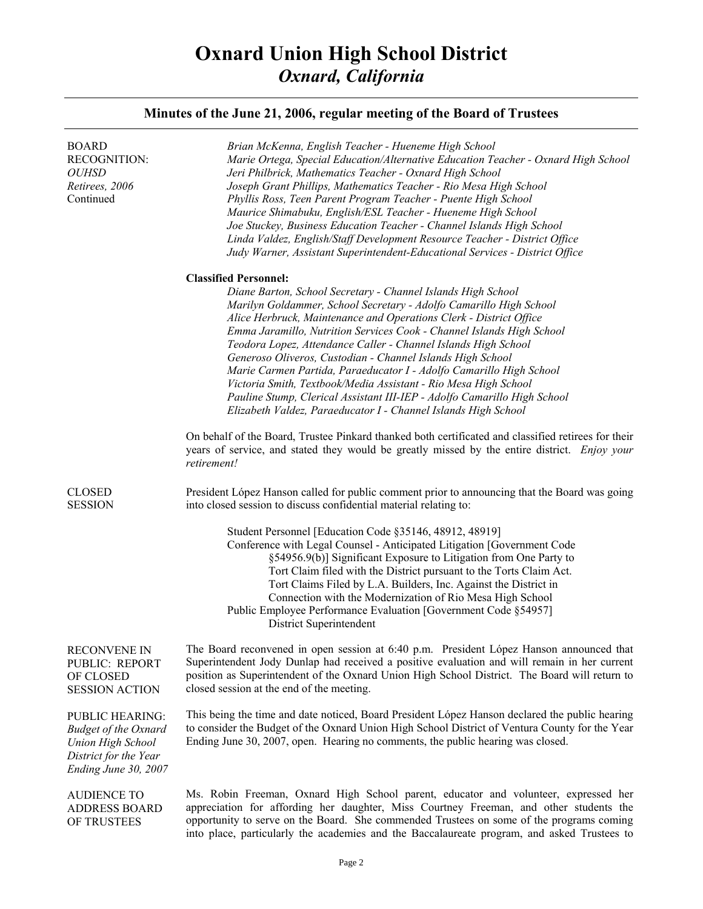# Oxnard Union High School District
## *Oxnard, California*

### Minutes of the June 21, 2006, regular meeting of the Board of Trustees

BOARD RECOGNITION: *OUHSD Retirees, 2006* Continued

*Brian McKenna, English Teacher - Hueneme High School*
*Marie Ortega, Special Education/Alternative Education Teacher - Oxnard High School*
*Jeri Philbrick, Mathematics Teacher - Oxnard High School*
*Joseph Grant Phillips, Mathematics Teacher - Rio Mesa High School*
*Phyllis Ross, Teen Parent Program Teacher - Puente High School*
*Maurice Shimabuku, English/ESL Teacher - Hueneme High School*
*Joe Stuckey, Business Education Teacher - Channel Islands High School*
*Linda Valdez, English/Staff Development Resource Teacher - District Office*
*Judy Warner, Assistant Superintendent-Educational Services - District Office*

**Classified Personnel:**

*Diane Barton, School Secretary - Channel Islands High School*
*Marilyn Goldammer, School Secretary - Adolfo Camarillo High School*
*Alice Herbruck, Maintenance and Operations Clerk - District Office*
*Emma Jaramillo, Nutrition Services Cook - Channel Islands High School*
*Teodora Lopez, Attendance Caller - Channel Islands High School*
*Generoso Oliveros, Custodian - Channel Islands High School*
*Marie Carmen Partida, Paraeducator I - Adolfo Camarillo High School*
*Victoria Smith, Textbook/Media Assistant - Rio Mesa High School*
*Pauline Stump, Clerical Assistant III-IEP - Adolfo Camarillo High School*
*Elizabeth Valdez, Paraeducator I - Channel Islands High School*

On behalf of the Board, Trustee Pinkard thanked both certificated and classified retirees for their years of service, and stated they would be greatly missed by the entire district. *Enjoy your retirement!*

CLOSED SESSION

President López Hanson called for public comment prior to announcing that the Board was going into closed session to discuss confidential material relating to:

Student Personnel [Education Code §35146, 48912, 48919]
Conference with Legal Counsel - Anticipated Litigation [Government Code §54956.9(b)] Significant Exposure to Litigation from One Party to Tort Claim filed with the District pursuant to the Torts Claim Act. Tort Claims Filed by L.A. Builders, Inc. Against the District in Connection with the Modernization of Rio Mesa High School
Public Employee Performance Evaluation [Government Code §54957] District Superintendent

RECONVENE IN PUBLIC: REPORT OF CLOSED SESSION ACTION

The Board reconvened in open session at 6:40 p.m. President López Hanson announced that Superintendent Jody Dunlap had received a positive evaluation and will remain in her current position as Superintendent of the Oxnard Union High School District. The Board will return to closed session at the end of the meeting.

PUBLIC HEARING: *Budget of the Oxnard Union High School District for the Year Ending June 30, 2007*

This being the time and date noticed, Board President López Hanson declared the public hearing to consider the Budget of the Oxnard Union High School District of Ventura County for the Year Ending June 30, 2007, open. Hearing no comments, the public hearing was closed.

AUDIENCE TO ADDRESS BOARD OF TRUSTEES

Ms. Robin Freeman, Oxnard High School parent, educator and volunteer, expressed her appreciation for affording her daughter, Miss Courtney Freeman, and other students the opportunity to serve on the Board. She commended Trustees on some of the programs coming into place, particularly the academies and the Baccalaureate program, and asked Trustees to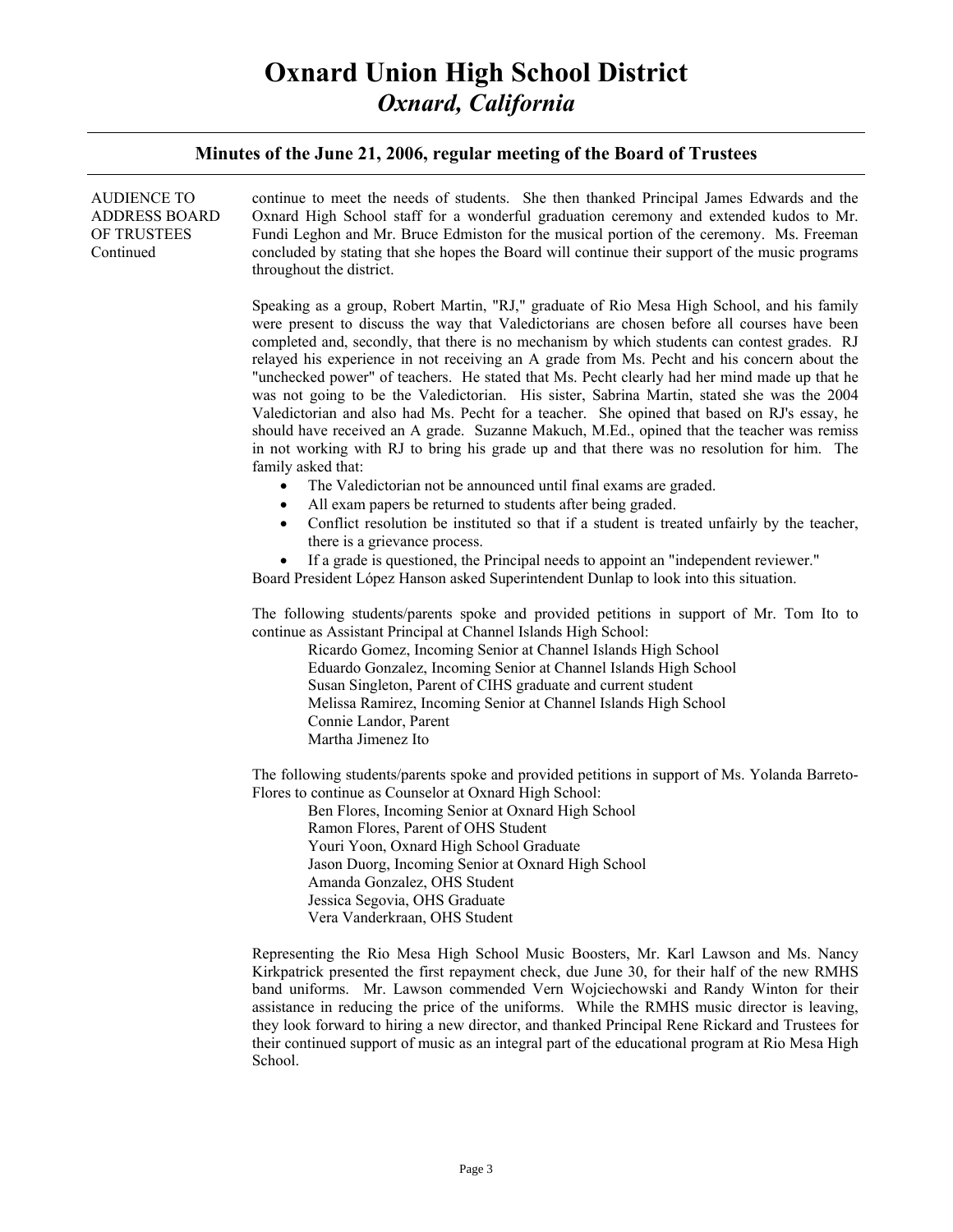AUDIENCE TO ADDRESS BOARD OF TRUSTEES Continued

continue to meet the needs of students. She then thanked Principal James Edwards and the Oxnard High School staff for a wonderful graduation ceremony and extended kudos to Mr. Fundi Leghon and Mr. Bruce Edmiston for the musical portion of the ceremony. Ms. Freeman concluded by stating that she hopes the Board will continue their support of the music programs throughout the district.

Speaking as a group, Robert Martin, "RJ," graduate of Rio Mesa High School, and his family were present to discuss the way that Valedictorians are chosen before all courses have been completed and, secondly, that there is no mechanism by which students can contest grades. RJ relayed his experience in not receiving an A grade from Ms. Pecht and his concern about the "unchecked power" of teachers. He stated that Ms. Pecht clearly had her mind made up that he was not going to be the Valedictorian. His sister, Sabrina Martin, stated she was the 2004 Valedictorian and also had Ms. Pecht for a teacher. She opined that based on RJ's essay, he should have received an A grade. Suzanne Makuch, M.Ed., opined that the teacher was remiss in not working with RJ to bring his grade up and that there was no resolution for him. The family asked that:

- The Valedictorian not be announced until final exams are graded.
- All exam papers be returned to students after being graded.
- Conflict resolution be instituted so that if a student is treated unfairly by the teacher, there is a grievance process.
- If a grade is questioned, the Principal needs to appoint an "independent reviewer."

Board President López Hanson asked Superintendent Dunlap to look into this situation.

The following students/parents spoke and provided petitions in support of Mr. Tom Ito to continue as Assistant Principal at Channel Islands High School:

Ricardo Gomez, Incoming Senior at Channel Islands High School
Eduardo Gonzalez, Incoming Senior at Channel Islands High School
Susan Singleton, Parent of CIHS graduate and current student
Melissa Ramirez, Incoming Senior at Channel Islands High School
Connie Landor, Parent
Martha Jimenez Ito

The following students/parents spoke and provided petitions in support of Ms. Yolanda Barreto-Flores to continue as Counselor at Oxnard High School:

Ben Flores, Incoming Senior at Oxnard High School
Ramon Flores, Parent of OHS Student
Youri Yoon, Oxnard High School Graduate
Jason Duorg, Incoming Senior at Oxnard High School
Amanda Gonzalez, OHS Student
Jessica Segovia, OHS Graduate
Vera Vanderkraan, OHS Student

Representing the Rio Mesa High School Music Boosters, Mr. Karl Lawson and Ms. Nancy Kirkpatrick presented the first repayment check, due June 30, for their half of the new RMHS band uniforms. Mr. Lawson commended Vern Wojciechowski and Randy Winton for their assistance in reducing the price of the uniforms. While the RMHS music director is leaving, they look forward to hiring a new director, and thanked Principal Rene Rickard and Trustees for their continued support of music as an integral part of the educational program at Rio Mesa High School.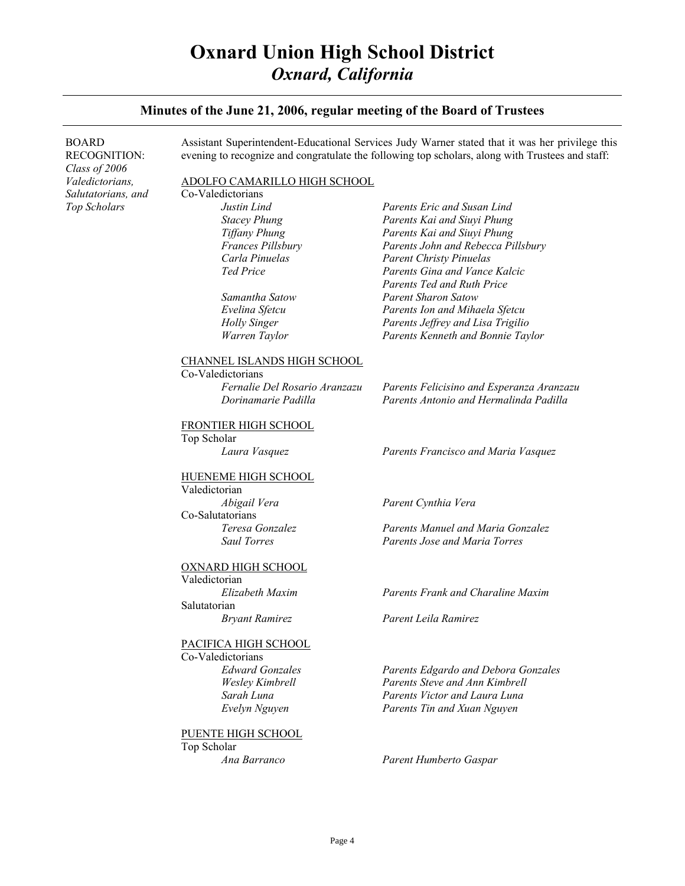# Oxnard Union High School District
## *Oxnard, California*

### Minutes of the June 21, 2006, regular meeting of the Board of Trustees

BOARD RECOGNITION: *Class of 2006 Valedictorians, Salutatorians, and Top Scholars*

Assistant Superintendent-Educational Services Judy Warner stated that it was her privilege this evening to recognize and congratulate the following top scholars, along with Trustees and staff:

ADOLFO CAMARILLO HIGH SCHOOL

Co-Valedictorians

| | |
|---|---|
| *Justin Lind* | *Parents Eric and Susan Lind* |
| *Stacey Phung* | *Parents Kai and Siuyi Phung* |
| *Tiffany Phung* | *Parents Kai and Siuyi Phung* |
| *Frances Pillsbury* | *Parents John and Rebecca Pillsbury* |
| *Carla Pinuelas* | *Parent Christy Pinuelas* |
| *Ted Price* | *Parents Gina and Vance Kalcic*<br>*Parents Ted and Ruth Price* |
| *Samantha Satow* | *Parent Sharon Satow* |
| *Evelina Sfetcu* | *Parents Ion and Mihaela Sfetcu* |
| *Holly Singer* | *Parents Jeffrey and Lisa Trigilio* |
| *Warren Taylor* | *Parents Kenneth and Bonnie Taylor* |

CHANNEL ISLANDS HIGH SCHOOL

Co-Valedictorians

| | |
|---|---|
| *Fernalie Del Rosario Aranzazu* | *Parents Felicisino and Esperanza Aranzazu* |
| *Dorinamarie Padilla* | *Parents Antonio and Hermalinda Padilla* |

FRONTIER HIGH SCHOOL

Top Scholar

| | |
|---|---|
| *Laura Vasquez* | *Parents Francisco and Maria Vasquez* |

HUENEME HIGH SCHOOL

Valedictorian

| | |
|---|---|
| *Abigail Vera* | *Parent Cynthia Vera* |

Co-Salutatorians

| | |
|---|---|
| *Teresa Gonzalez* | *Parents Manuel and Maria Gonzalez* |
| *Saul Torres* | *Parents Jose and Maria Torres* |

OXNARD HIGH SCHOOL

Valedictorian

| | |
|---|---|
| *Elizabeth Maxim* | *Parents Frank and Charaline Maxim* |

Salutatorian

| | |
|---|---|
| *Bryant Ramirez* | *Parent Leila Ramirez* |

PACIFICA HIGH SCHOOL

Co-Valedictorians

| | |
|---|---|
| *Edward Gonzales* | *Parents Edgardo and Debora Gonzales* |
| *Wesley Kimbrell* | *Parents Steve and Ann Kimbrell* |
| *Sarah Luna* | *Parents Victor and Laura Luna* |
| *Evelyn Nguyen* | *Parents Tin and Xuan Nguyen* |

PUENTE HIGH SCHOOL

Top Scholar

| | |
|---|---|
| *Ana Barranco* | *Parent Humberto Gaspar* |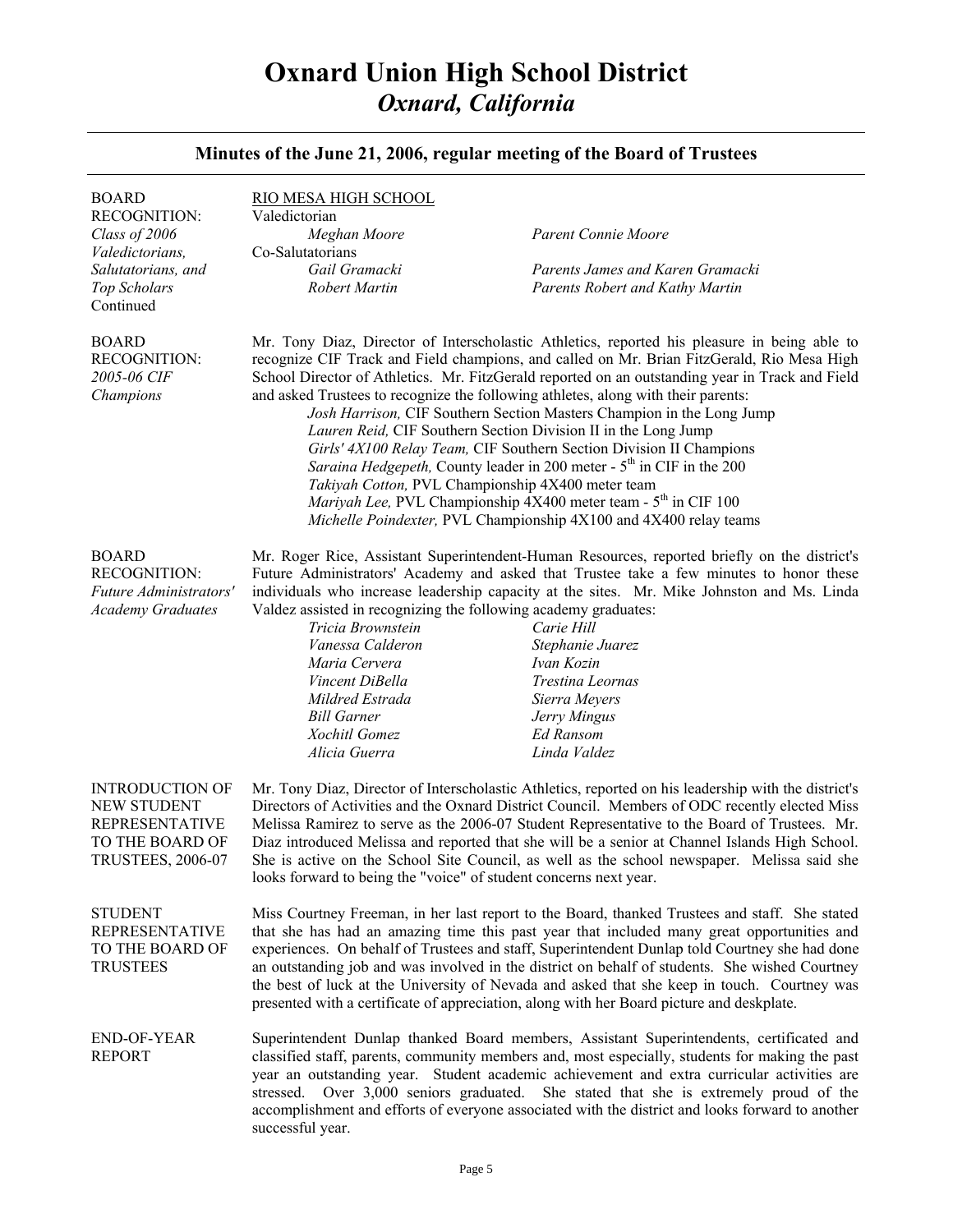# Oxnard Union High School District
## *Oxnard, California*

### Minutes of the June 21, 2006, regular meeting of the Board of Trustees

**BOARD RECOGNITION:** *Class of 2006 Valedictorians, Salutatorians, and Top Scholars* Continued

RIO MESA HIGH SCHOOL

Valedictorian

| | |
|---|---|
| *Meghan Moore* | *Parent Connie Moore* |

Co-Salutatorians

| | |
|---|---|
| *Gail Gramacki* | *Parents James and Karen Gramacki* |
| *Robert Martin* | *Parents Robert and Kathy Martin* |

**BOARD RECOGNITION:** *2005-06 CIF Champions*

Mr. Tony Diaz, Director of Interscholastic Athletics, reported his pleasure in being able to recognize CIF Track and Field champions, and called on Mr. Brian FitzGerald, Rio Mesa High School Director of Athletics. Mr. FitzGerald reported on an outstanding year in Track and Field and asked Trustees to recognize the following athletes, along with their parents:

- *Josh Harrison,* CIF Southern Section Masters Champion in the Long Jump
- *Lauren Reid,* CIF Southern Section Division II in the Long Jump
- *Girls' 4X100 Relay Team,* CIF Southern Section Division II Champions
- *Saraina Hedgepeth,* County leader in 200 meter - 5th in CIF in the 200
- *Takiyah Cotton,* PVL Championship 4X400 meter team
- *Mariyah Lee,* PVL Championship 4X400 meter team - 5th in CIF 100
- *Michelle Poindexter,* PVL Championship 4X100 and 4X400 relay teams

**BOARD RECOGNITION:** *Future Administrators' Academy Graduates*

Mr. Roger Rice, Assistant Superintendent-Human Resources, reported briefly on the district's Future Administrators' Academy and asked that Trustee take a few minutes to honor these individuals who increase leadership capacity at the sites. Mr. Mike Johnston and Ms. Linda Valdez assisted in recognizing the following academy graduates:

| | |
|---|---|
| *Tricia Brownstein* | *Carie Hill* |
| *Vanessa Calderon* | *Stephanie Juarez* |
| *Maria Cervera* | *Ivan Kozin* |
| *Vincent DiBella* | *Trestina Leornas* |
| *Mildred Estrada* | *Sierra Meyers* |
| *Bill Garner* | *Jerry Mingus* |
| *Xochitl Gomez* | *Ed Ransom* |
| *Alicia Guerra* | *Linda Valdez* |

**INTRODUCTION OF NEW STUDENT REPRESENTATIVE TO THE BOARD OF TRUSTEES, 2006-07**

Mr. Tony Diaz, Director of Interscholastic Athletics, reported on his leadership with the district's Directors of Activities and the Oxnard District Council. Members of ODC recently elected Miss Melissa Ramirez to serve as the 2006-07 Student Representative to the Board of Trustees. Mr. Diaz introduced Melissa and reported that she will be a senior at Channel Islands High School. She is active on the School Site Council, as well as the school newspaper. Melissa said she looks forward to being the "voice" of student concerns next year.

**STUDENT REPRESENTATIVE TO THE BOARD OF TRUSTEES**

Miss Courtney Freeman, in her last report to the Board, thanked Trustees and staff. She stated that she has had an amazing time this past year that included many great opportunities and experiences. On behalf of Trustees and staff, Superintendent Dunlap told Courtney she had done an outstanding job and was involved in the district on behalf of students. She wished Courtney the best of luck at the University of Nevada and asked that she keep in touch. Courtney was presented with a certificate of appreciation, along with her Board picture and deskplate.

**END-OF-YEAR REPORT**

Superintendent Dunlap thanked Board members, Assistant Superintendents, certificated and classified staff, parents, community members and, most especially, students for making the past year an outstanding year. Student academic achievement and extra curricular activities are stressed. Over 3,000 seniors graduated. She stated that she is extremely proud of the accomplishment and efforts of everyone associated with the district and looks forward to another successful year.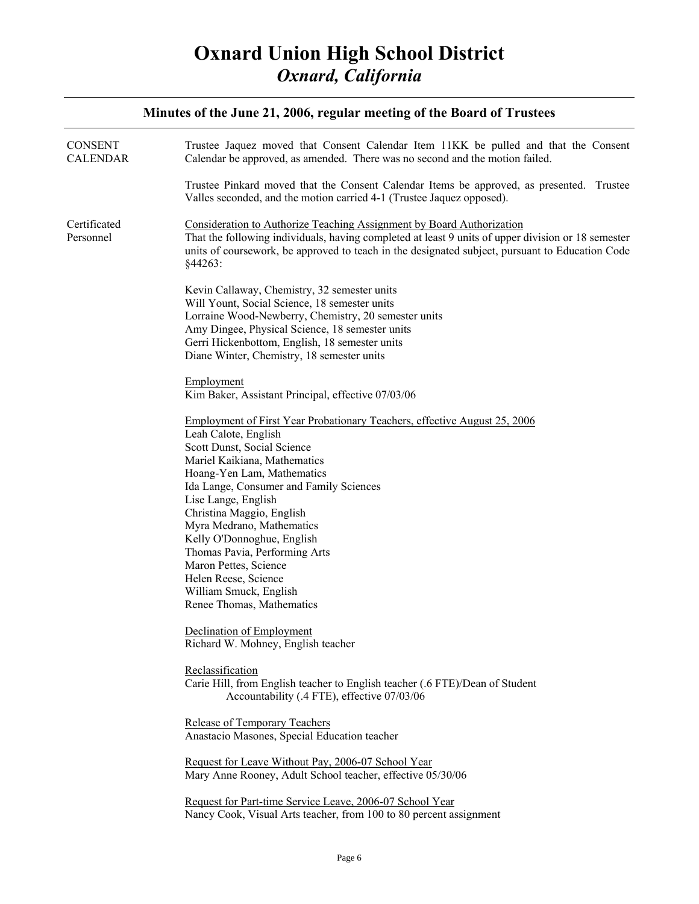# Oxnard Union High School District
## *Oxnard, California*

### Minutes of the June 21, 2006, regular meeting of the Board of Trustees

**CONSENT CALENDAR**

Trustee Jaquez moved that Consent Calendar Item 11KK be pulled and that the Consent Calendar be approved, as amended. There was no second and the motion failed.

Trustee Pinkard moved that the Consent Calendar Items be approved, as presented. Trustee Valles seconded, and the motion carried 4-1 (Trustee Jaquez opposed).

**Certificated Personnel**

Consideration to Authorize Teaching Assignment by Board Authorization

That the following individuals, having completed at least 9 units of upper division or 18 semester units of coursework, be approved to teach in the designated subject, pursuant to Education Code §44263:

Kevin Callaway, Chemistry, 32 semester units
Will Yount, Social Science, 18 semester units
Lorraine Wood-Newberry, Chemistry, 20 semester units
Amy Dingee, Physical Science, 18 semester units
Gerri Hickenbottom, English, 18 semester units
Diane Winter, Chemistry, 18 semester units

Employment

Kim Baker, Assistant Principal, effective 07/03/06

Employment of First Year Probationary Teachers, effective August 25, 2006

Leah Calote, English
Scott Dunst, Social Science
Mariel Kaikiana, Mathematics
Hoang-Yen Lam, Mathematics
Ida Lange, Consumer and Family Sciences
Lise Lange, English
Christina Maggio, English
Myra Medrano, Mathematics
Kelly O'Donnoghue, English
Thomas Pavia, Performing Arts
Maron Pettes, Science
Helen Reese, Science
William Smuck, English
Renee Thomas, Mathematics

Declination of Employment

Richard W. Mohney, English teacher

Reclassification

Carie Hill, from English teacher to English teacher (.6 FTE)/Dean of Student Accountability (.4 FTE), effective 07/03/06

Release of Temporary Teachers

Anastacio Masones, Special Education teacher

Request for Leave Without Pay, 2006-07 School Year

Mary Anne Rooney, Adult School teacher, effective 05/30/06

Request for Part-time Service Leave, 2006-07 School Year

Nancy Cook, Visual Arts teacher, from 100 to 80 percent assignment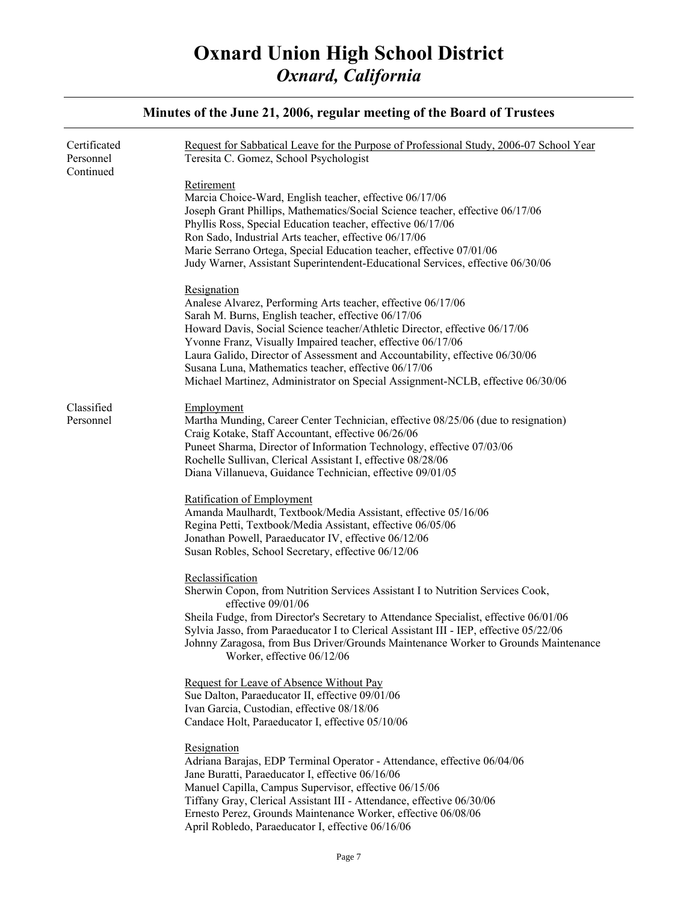# Oxnard Union High School District
## *Oxnard, California*

### Minutes of the June 21, 2006, regular meeting of the Board of Trustees

**Certificated Personnel Continued**

Request for Sabbatical Leave for the Purpose of Professional Study, 2006-07 School Year
Teresita C. Gomez, School Psychologist

Retirement
Marcia Choice-Ward, English teacher, effective 06/17/06
Joseph Grant Phillips, Mathematics/Social Science teacher, effective 06/17/06
Phyllis Ross, Special Education teacher, effective 06/17/06
Ron Sado, Industrial Arts teacher, effective 06/17/06
Marie Serrano Ortega, Special Education teacher, effective 07/01/06
Judy Warner, Assistant Superintendent-Educational Services, effective 06/30/06

Resignation
Analese Alvarez, Performing Arts teacher, effective 06/17/06
Sarah M. Burns, English teacher, effective 06/17/06
Howard Davis, Social Science teacher/Athletic Director, effective 06/17/06
Yvonne Franz, Visually Impaired teacher, effective 06/17/06
Laura Galido, Director of Assessment and Accountability, effective 06/30/06
Susana Luna, Mathematics teacher, effective 06/17/06
Michael Martinez, Administrator on Special Assignment-NCLB, effective 06/30/06

**Classified Personnel**

Employment
Martha Munding, Career Center Technician, effective 08/25/06 (due to resignation)
Craig Kotake, Staff Accountant, effective 06/26/06
Puneet Sharma, Director of Information Technology, effective 07/03/06
Rochelle Sullivan, Clerical Assistant I, effective 08/28/06
Diana Villanueva, Guidance Technician, effective 09/01/05

Ratification of Employment
Amanda Maulhardt, Textbook/Media Assistant, effective 05/16/06
Regina Petti, Textbook/Media Assistant, effective 06/05/06
Jonathan Powell, Paraeducator IV, effective 06/12/06
Susan Robles, School Secretary, effective 06/12/06

Reclassification
Sherwin Copon, from Nutrition Services Assistant I to Nutrition Services Cook, effective 09/01/06
Sheila Fudge, from Director's Secretary to Attendance Specialist, effective 06/01/06
Sylvia Jasso, from Paraeducator I to Clerical Assistant III - IEP, effective 05/22/06
Johnny Zaragosa, from Bus Driver/Grounds Maintenance Worker to Grounds Maintenance Worker, effective 06/12/06

Request for Leave of Absence Without Pay
Sue Dalton, Paraeducator II, effective 09/01/06
Ivan Garcia, Custodian, effective 08/18/06
Candace Holt, Paraeducator I, effective 05/10/06

Resignation
Adriana Barajas, EDP Terminal Operator - Attendance, effective 06/04/06
Jane Buratti, Paraeducator I, effective 06/16/06
Manuel Capilla, Campus Supervisor, effective 06/15/06
Tiffany Gray, Clerical Assistant III - Attendance, effective 06/30/06
Ernesto Perez, Grounds Maintenance Worker, effective 06/08/06
April Robledo, Paraeducator I, effective 06/16/06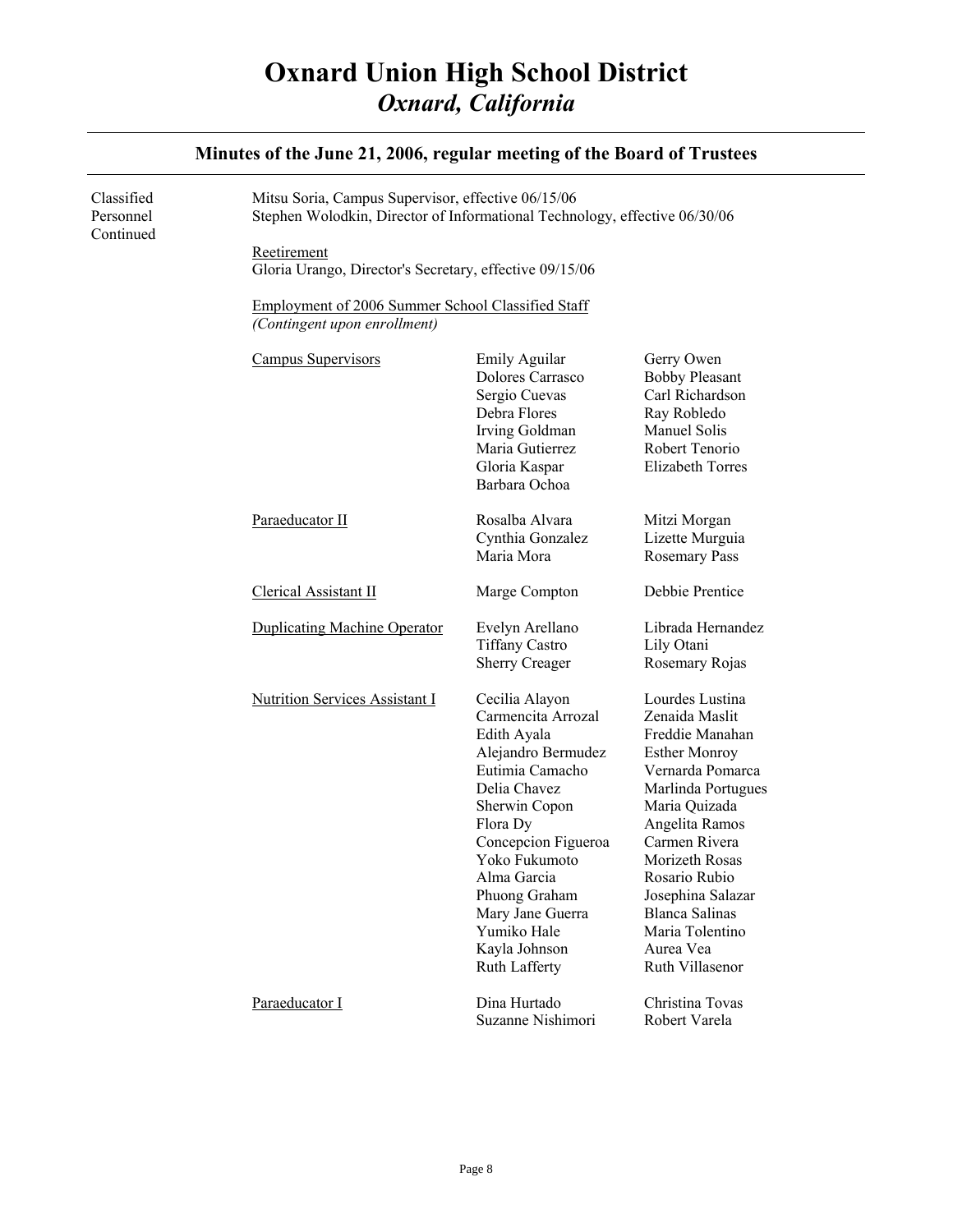# Oxnard Union High School District
## *Oxnard, California*

### Minutes of the June 21, 2006, regular meeting of the Board of Trustees

Classified Personnel Continued

Mitsu Soria, Campus Supervisor, effective 06/15/06
Stephen Wolodkin, Director of Informational Technology, effective 06/30/06

Reetirement
Gloria Urango, Director's Secretary, effective 09/15/06

Employment of 2006 Summer School Classified Staff
*(Contingent upon enrollment)*

| | | |
|---|---|---|
| Campus Supervisors | Emily Aguilar | Gerry Owen |
| | Dolores Carrasco | Bobby Pleasant |
| | Sergio Cuevas | Carl Richardson |
| | Debra Flores | Ray Robledo |
| | Irving Goldman | Manuel Solis |
| | Maria Gutierrez | Robert Tenorio |
| | Gloria Kaspar | Elizabeth Torres |
| | Barbara Ochoa | |
| Paraeducator II | Rosalba Alvara | Mitzi Morgan |
| | Cynthia Gonzalez | Lizette Murguia |
| | Maria Mora | Rosemary Pass |
| Clerical Assistant II | Marge Compton | Debbie Prentice |
| Duplicating Machine Operator | Evelyn Arellano | Librada Hernandez |
| | Tiffany Castro | Lily Otani |
| | Sherry Creager | Rosemary Rojas |
| Nutrition Services Assistant I | Cecilia Alayon | Lourdes Lustina |
| | Carmencita Arrozal | Zenaida Maslit |
| | Edith Ayala | Freddie Manahan |
| | Alejandro Bermudez | Esther Monroy |
| | Eutimia Camacho | Vernarda Pomarca |
| | Delia Chavez | Marlinda Portugues |
| | Sherwin Copon | Maria Quizada |
| | Flora Dy | Angelita Ramos |
| | Concepcion Figueroa | Carmen Rivera |
| | Yoko Fukumoto | Morizeth Rosas |
| | Alma Garcia | Rosario Rubio |
| | Phuong Graham | Josephina Salazar |
| | Mary Jane Guerra | Blanca Salinas |
| | Yumiko Hale | Maria Tolentino |
| | Kayla Johnson | Aurea Vea |
| | Ruth Lafferty | Ruth Villasenor |
| Paraeducator I | Dina Hurtado | Christina Tovas |
| | Suzanne Nishimori | Robert Varela |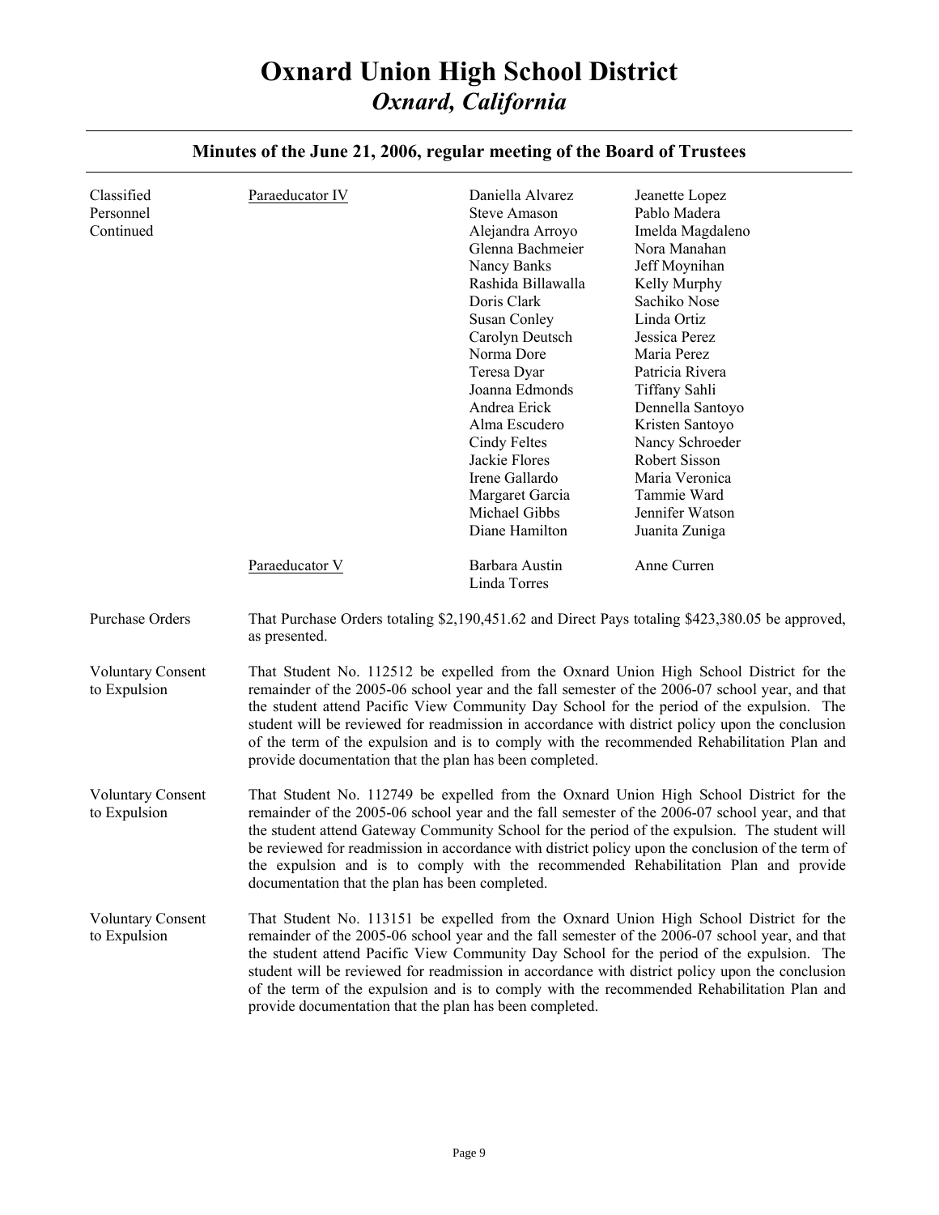# Oxnard Union High School District
## *Oxnard, California*

### Minutes of the June 21, 2006, regular meeting of the Board of Trustees

| | | | |
|---|---|---|---|
| Classified Personnel Continued | Paraeducator IV | Daniella Alvarez<br>Steve Amason<br>Alejandra Arroyo<br>Glenna Bachmeier<br>Nancy Banks<br>Rashida Billawalla<br>Doris Clark<br>Susan Conley<br>Carolyn Deutsch<br>Norma Dore<br>Teresa Dyar<br>Joanna Edmonds<br>Andrea Erick<br>Alma Escudero<br>Cindy Feltes<br>Jackie Flores<br>Irene Gallardo<br>Margaret Garcia<br>Michael Gibbs<br>Diane Hamilton | Jeanette Lopez<br>Pablo Madera<br>Imelda Magdaleno<br>Nora Manahan<br>Jeff Moynihan<br>Kelly Murphy<br>Sachiko Nose<br>Linda Ortiz<br>Jessica Perez<br>Maria Perez<br>Patricia Rivera<br>Tiffany Sahli<br>Dennella Santoyo<br>Kristen Santoyo<br>Nancy Schroeder<br>Robert Sisson<br>Maria Veronica<br>Tammie Ward<br>Jennifer Watson<br>Juanita Zuniga |
| | Paraeducator V | Barbara Austin<br>Linda Torres | Anne Curren |

**Purchase Orders**

That Purchase Orders totaling $2,190,451.62 and Direct Pays totaling $423,380.05 be approved, as presented.

**Voluntary Consent to Expulsion**

That Student No. 112512 be expelled from the Oxnard Union High School District for the remainder of the 2005-06 school year and the fall semester of the 2006-07 school year, and that the student attend Pacific View Community Day School for the period of the expulsion. The student will be reviewed for readmission in accordance with district policy upon the conclusion of the term of the expulsion and is to comply with the recommended Rehabilitation Plan and provide documentation that the plan has been completed.

**Voluntary Consent to Expulsion**

That Student No. 112749 be expelled from the Oxnard Union High School District for the remainder of the 2005-06 school year and the fall semester of the 2006-07 school year, and that the student attend Gateway Community School for the period of the expulsion. The student will be reviewed for readmission in accordance with district policy upon the conclusion of the term of the expulsion and is to comply with the recommended Rehabilitation Plan and provide documentation that the plan has been completed.

**Voluntary Consent to Expulsion**

That Student No. 113151 be expelled from the Oxnard Union High School District for the remainder of the 2005-06 school year and the fall semester of the 2006-07 school year, and that the student attend Pacific View Community Day School for the period of the expulsion. The student will be reviewed for readmission in accordance with district policy upon the conclusion of the term of the expulsion and is to comply with the recommended Rehabilitation Plan and provide documentation that the plan has been completed.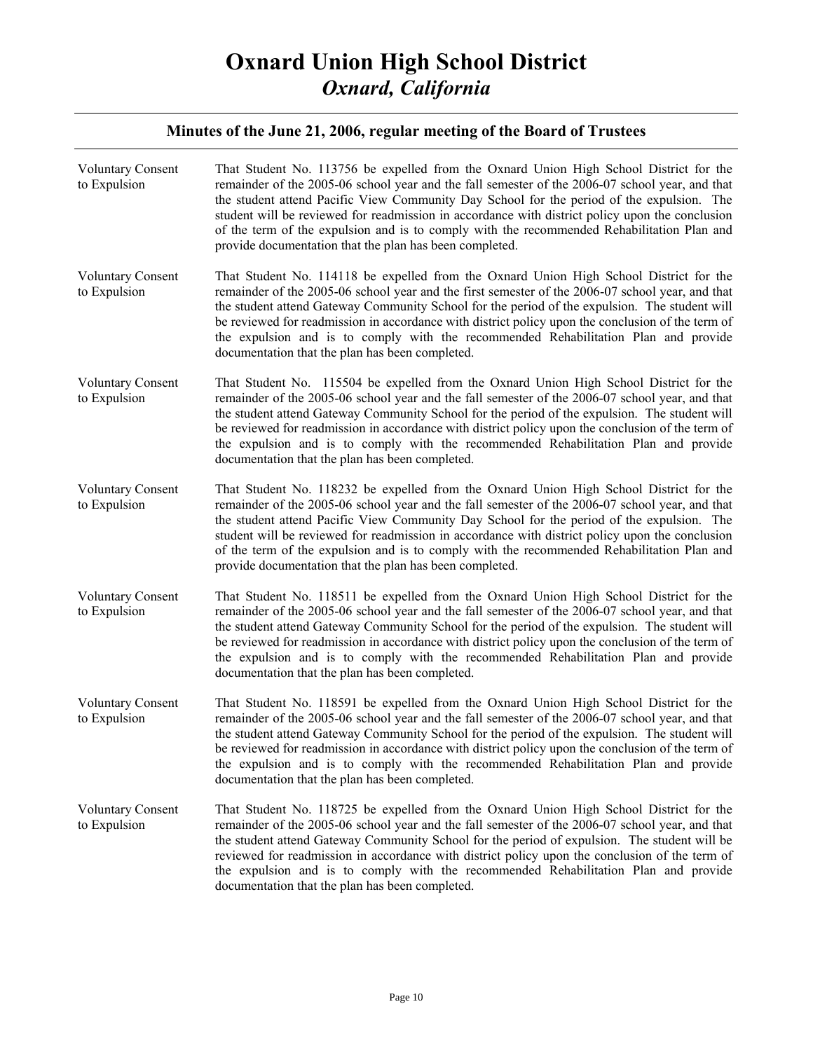# Oxnard Union High School District
## *Oxnard, California*

### Minutes of the June 21, 2006, regular meeting of the Board of Trustees

| | |
|---|---|
| Voluntary Consent to Expulsion | That Student No. 113756 be expelled from the Oxnard Union High School District for the remainder of the 2005-06 school year and the fall semester of the 2006-07 school year, and that the student attend Pacific View Community Day School for the period of the expulsion. The student will be reviewed for readmission in accordance with district policy upon the conclusion of the term of the expulsion and is to comply with the recommended Rehabilitation Plan and provide documentation that the plan has been completed. |
| Voluntary Consent to Expulsion | That Student No. 114118 be expelled from the Oxnard Union High School District for the remainder of the 2005-06 school year and the first semester of the 2006-07 school year, and that the student attend Gateway Community School for the period of the expulsion. The student will be reviewed for readmission in accordance with district policy upon the conclusion of the term of the expulsion and is to comply with the recommended Rehabilitation Plan and provide documentation that the plan has been completed. |
| Voluntary Consent to Expulsion | That Student No. 115504 be expelled from the Oxnard Union High School District for the remainder of the 2005-06 school year and the fall semester of the 2006-07 school year, and that the student attend Gateway Community School for the period of the expulsion. The student will be reviewed for readmission in accordance with district policy upon the conclusion of the term of the expulsion and is to comply with the recommended Rehabilitation Plan and provide documentation that the plan has been completed. |
| Voluntary Consent to Expulsion | That Student No. 118232 be expelled from the Oxnard Union High School District for the remainder of the 2005-06 school year and the fall semester of the 2006-07 school year, and that the student attend Pacific View Community Day School for the period of the expulsion. The student will be reviewed for readmission in accordance with district policy upon the conclusion of the term of the expulsion and is to comply with the recommended Rehabilitation Plan and provide documentation that the plan has been completed. |
| Voluntary Consent to Expulsion | That Student No. 118511 be expelled from the Oxnard Union High School District for the remainder of the 2005-06 school year and the fall semester of the 2006-07 school year, and that the student attend Gateway Community School for the period of the expulsion. The student will be reviewed for readmission in accordance with district policy upon the conclusion of the term of the expulsion and is to comply with the recommended Rehabilitation Plan and provide documentation that the plan has been completed. |
| Voluntary Consent to Expulsion | That Student No. 118591 be expelled from the Oxnard Union High School District for the remainder of the 2005-06 school year and the fall semester of the 2006-07 school year, and that the student attend Gateway Community School for the period of the expulsion. The student will be reviewed for readmission in accordance with district policy upon the conclusion of the term of the expulsion and is to comply with the recommended Rehabilitation Plan and provide documentation that the plan has been completed. |
| Voluntary Consent to Expulsion | That Student No. 118725 be expelled from the Oxnard Union High School District for the remainder of the 2005-06 school year and the fall semester of the 2006-07 school year, and that the student attend Gateway Community School for the period of expulsion. The student will be reviewed for readmission in accordance with district policy upon the conclusion of the term of the expulsion and is to comply with the recommended Rehabilitation Plan and provide documentation that the plan has been completed. |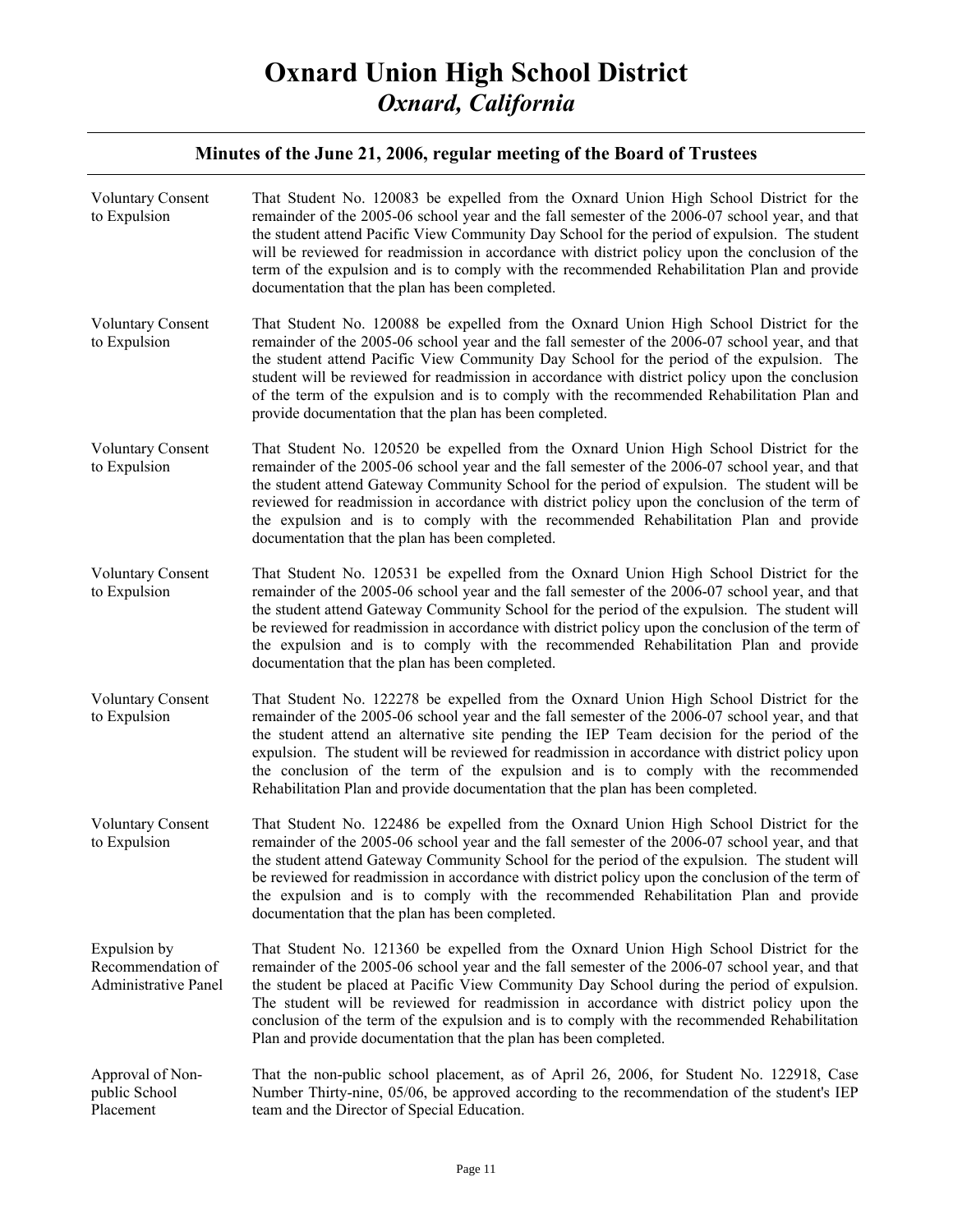# Oxnard Union High School District
## *Oxnard, California*

### Minutes of the June 21, 2006, regular meeting of the Board of Trustees

| | |
|---|---|
| Voluntary Consent to Expulsion | That Student No. 120083 be expelled from the Oxnard Union High School District for the remainder of the 2005-06 school year and the fall semester of the 2006-07 school year, and that the student attend Pacific View Community Day School for the period of expulsion. The student will be reviewed for readmission in accordance with district policy upon the conclusion of the term of the expulsion and is to comply with the recommended Rehabilitation Plan and provide documentation that the plan has been completed. |
| Voluntary Consent to Expulsion | That Student No. 120088 be expelled from the Oxnard Union High School District for the remainder of the 2005-06 school year and the fall semester of the 2006-07 school year, and that the student attend Pacific View Community Day School for the period of the expulsion. The student will be reviewed for readmission in accordance with district policy upon the conclusion of the term of the expulsion and is to comply with the recommended Rehabilitation Plan and provide documentation that the plan has been completed. |
| Voluntary Consent to Expulsion | That Student No. 120520 be expelled from the Oxnard Union High School District for the remainder of the 2005-06 school year and the fall semester of the 2006-07 school year, and that the student attend Gateway Community School for the period of expulsion. The student will be reviewed for readmission in accordance with district policy upon the conclusion of the term of the expulsion and is to comply with the recommended Rehabilitation Plan and provide documentation that the plan has been completed. |
| Voluntary Consent to Expulsion | That Student No. 120531 be expelled from the Oxnard Union High School District for the remainder of the 2005-06 school year and the fall semester of the 2006-07 school year, and that the student attend Gateway Community School for the period of the expulsion. The student will be reviewed for readmission in accordance with district policy upon the conclusion of the term of the expulsion and is to comply with the recommended Rehabilitation Plan and provide documentation that the plan has been completed. |
| Voluntary Consent to Expulsion | That Student No. 122278 be expelled from the Oxnard Union High School District for the remainder of the 2005-06 school year and the fall semester of the 2006-07 school year, and that the student attend an alternative site pending the IEP Team decision for the period of the expulsion. The student will be reviewed for readmission in accordance with district policy upon the conclusion of the term of the expulsion and is to comply with the recommended Rehabilitation Plan and provide documentation that the plan has been completed. |
| Voluntary Consent to Expulsion | That Student No. 122486 be expelled from the Oxnard Union High School District for the remainder of the 2005-06 school year and the fall semester of the 2006-07 school year, and that the student attend Gateway Community School for the period of the expulsion. The student will be reviewed for readmission in accordance with district policy upon the conclusion of the term of the expulsion and is to comply with the recommended Rehabilitation Plan and provide documentation that the plan has been completed. |
| Expulsion by Recommendation of Administrative Panel | That Student No. 121360 be expelled from the Oxnard Union High School District for the remainder of the 2005-06 school year and the fall semester of the 2006-07 school year, and that the student be placed at Pacific View Community Day School during the period of expulsion. The student will be reviewed for readmission in accordance with district policy upon the conclusion of the term of the expulsion and is to comply with the recommended Rehabilitation Plan and provide documentation that the plan has been completed. |
| Approval of Non-public School Placement | That the non-public school placement, as of April 26, 2006, for Student No. 122918, Case Number Thirty-nine, 05/06, be approved according to the recommendation of the student's IEP team and the Director of Special Education. |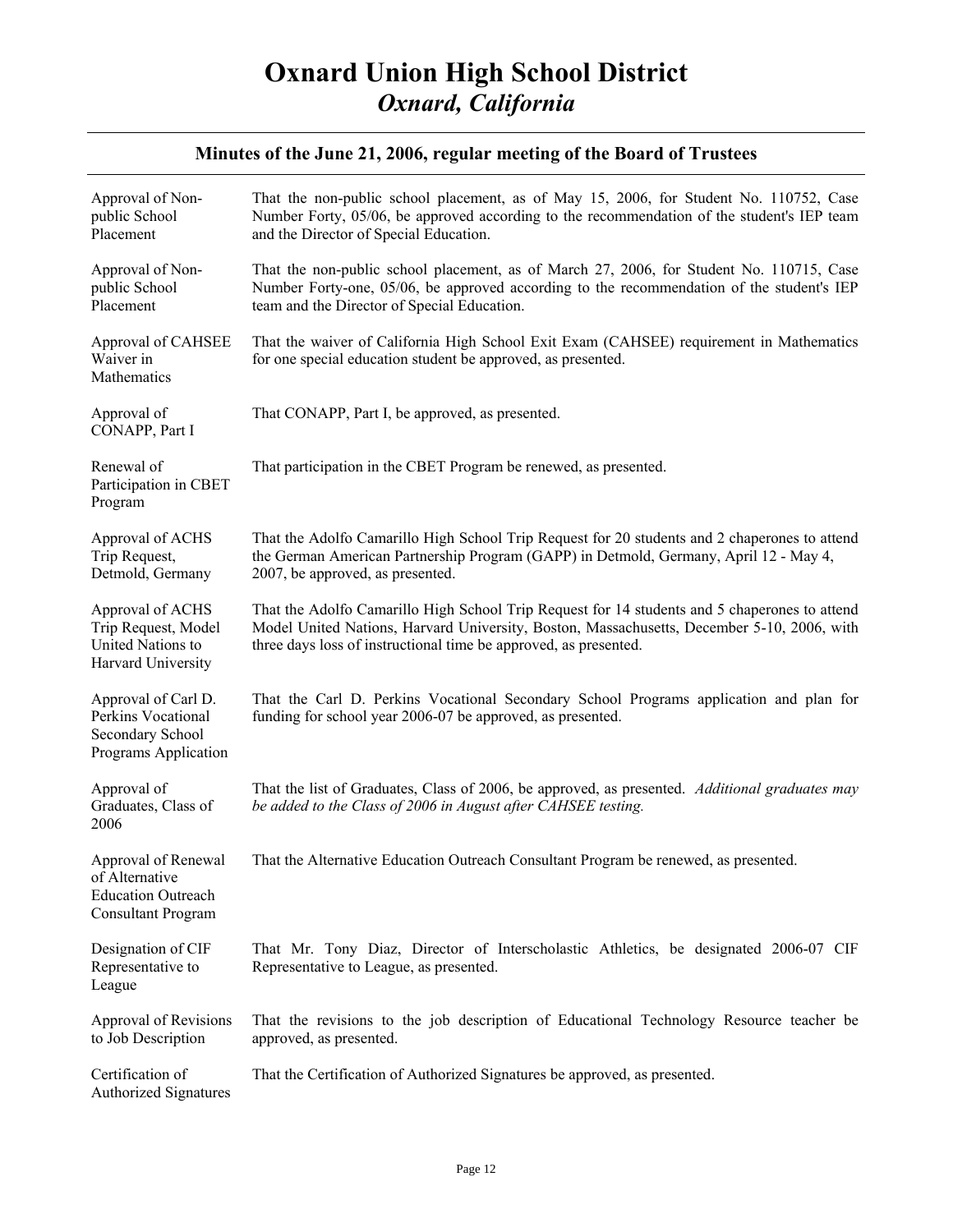# Oxnard Union High School District
## *Oxnard, California*

### Minutes of the June 21, 2006, regular meeting of the Board of Trustees

| | |
|---|---|
| Approval of Non-public School Placement | That the non-public school placement, as of May 15, 2006, for Student No. 110752, Case Number Forty, 05/06, be approved according to the recommendation of the student's IEP team and the Director of Special Education. |
| Approval of Non-public School Placement | That the non-public school placement, as of March 27, 2006, for Student No. 110715, Case Number Forty-one, 05/06, be approved according to the recommendation of the student's IEP team and the Director of Special Education. |
| Approval of CAHSEE Waiver in Mathematics | That the waiver of California High School Exit Exam (CAHSEE) requirement in Mathematics for one special education student be approved, as presented. |
| Approval of CONAPP, Part I | That CONAPP, Part I, be approved, as presented. |
| Renewal of Participation in CBET Program | That participation in the CBET Program be renewed, as presented. |
| Approval of ACHS Trip Request, Detmold, Germany | That the Adolfo Camarillo High School Trip Request for 20 students and 2 chaperones to attend the German American Partnership Program (GAPP) in Detmold, Germany, April 12 - May 4, 2007, be approved, as presented. |
| Approval of ACHS Trip Request, Model United Nations to Harvard University | That the Adolfo Camarillo High School Trip Request for 14 students and 5 chaperones to attend Model United Nations, Harvard University, Boston, Massachusetts, December 5-10, 2006, with three days loss of instructional time be approved, as presented. |
| Approval of Carl D. Perkins Vocational Secondary School Programs Application | That the Carl D. Perkins Vocational Secondary School Programs application and plan for funding for school year 2006-07 be approved, as presented. |
| Approval of Graduates, Class of 2006 | That the list of Graduates, Class of 2006, be approved, as presented. *Additional graduates may be added to the Class of 2006 in August after CAHSEE testing.* |
| Approval of Renewal of Alternative Education Outreach Consultant Program | That the Alternative Education Outreach Consultant Program be renewed, as presented. |
| Designation of CIF Representative to League | That Mr. Tony Diaz, Director of Interscholastic Athletics, be designated 2006-07 CIF Representative to League, as presented. |
| Approval of Revisions to Job Description | That the revisions to the job description of Educational Technology Resource teacher be approved, as presented. |
| Certification of Authorized Signatures | That the Certification of Authorized Signatures be approved, as presented. |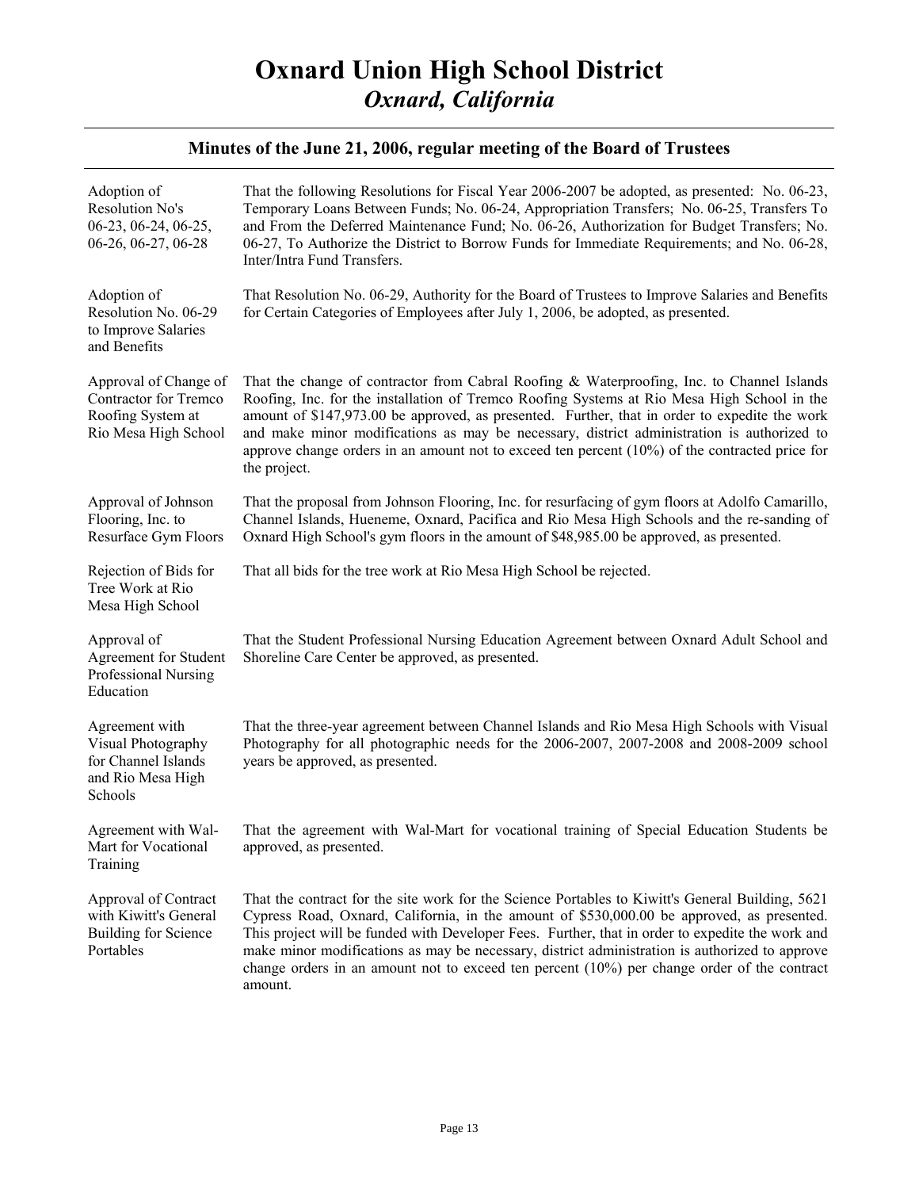# Oxnard Union High School District
## *Oxnard, California*

### Minutes of the June 21, 2006, regular meeting of the Board of Trustees

| | |
|---|---|
| Adoption of Resolution No's 06-23, 06-24, 06-25, 06-26, 06-27, 06-28 | That the following Resolutions for Fiscal Year 2006-2007 be adopted, as presented: No. 06-23, Temporary Loans Between Funds; No. 06-24, Appropriation Transfers; No. 06-25, Transfers To and From the Deferred Maintenance Fund; No. 06-26, Authorization for Budget Transfers; No. 06-27, To Authorize the District to Borrow Funds for Immediate Requirements; and No. 06-28, Inter/Intra Fund Transfers. |
| Adoption of Resolution No. 06-29 to Improve Salaries and Benefits | That Resolution No. 06-29, Authority for the Board of Trustees to Improve Salaries and Benefits for Certain Categories of Employees after July 1, 2006, be adopted, as presented. |
| Approval of Change of Contractor for Tremco Roofing System at Rio Mesa High School | That the change of contractor from Cabral Roofing & Waterproofing, Inc. to Channel Islands Roofing, Inc. for the installation of Tremco Roofing Systems at Rio Mesa High School in the amount of $147,973.00 be approved, as presented. Further, that in order to expedite the work and make minor modifications as may be necessary, district administration is authorized to approve change orders in an amount not to exceed ten percent (10%) of the contracted price for the project. |
| Approval of Johnson Flooring, Inc. to Resurface Gym Floors | That the proposal from Johnson Flooring, Inc. for resurfacing of gym floors at Adolfo Camarillo, Channel Islands, Hueneme, Oxnard, Pacifica and Rio Mesa High Schools and the re-sanding of Oxnard High School's gym floors in the amount of $48,985.00 be approved, as presented. |
| Rejection of Bids for Tree Work at Rio Mesa High School | That all bids for the tree work at Rio Mesa High School be rejected. |
| Approval of Agreement for Student Professional Nursing Education | That the Student Professional Nursing Education Agreement between Oxnard Adult School and Shoreline Care Center be approved, as presented. |
| Agreement with Visual Photography for Channel Islands and Rio Mesa High Schools | That the three-year agreement between Channel Islands and Rio Mesa High Schools with Visual Photography for all photographic needs for the 2006-2007, 2007-2008 and 2008-2009 school years be approved, as presented. |
| Agreement with Wal-Mart for Vocational Training | That the agreement with Wal-Mart for vocational training of Special Education Students be approved, as presented. |
| Approval of Contract with Kiwitt's General Building for Science Portables | That the contract for the site work for the Science Portables to Kiwitt's General Building, 5621 Cypress Road, Oxnard, California, in the amount of $530,000.00 be approved, as presented. This project will be funded with Developer Fees. Further, that in order to expedite the work and make minor modifications as may be necessary, district administration is authorized to approve change orders in an amount not to exceed ten percent (10%) per change order of the contract amount. |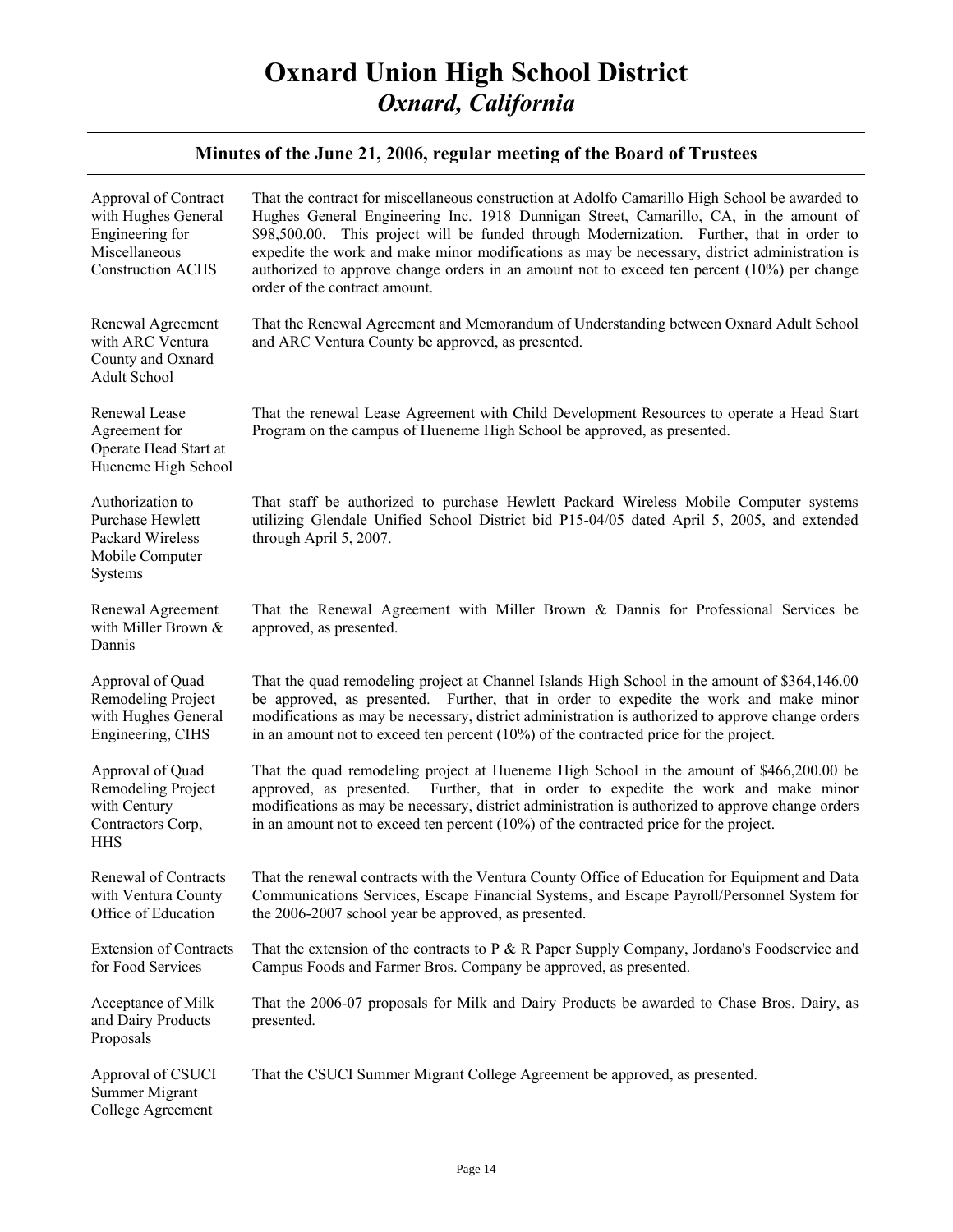# Oxnard Union High School District
## *Oxnard, California*

### Minutes of the June 21, 2006, regular meeting of the Board of Trustees

| | |
|---|---|
| Approval of Contract with Hughes General Engineering for Miscellaneous Construction ACHS | That the contract for miscellaneous construction at Adolfo Camarillo High School be awarded to Hughes General Engineering Inc. 1918 Dunnigan Street, Camarillo, CA, in the amount of $98,500.00. This project will be funded through Modernization. Further, that in order to expedite the work and make minor modifications as may be necessary, district administration is authorized to approve change orders in an amount not to exceed ten percent (10%) per change order of the contract amount. |
| Renewal Agreement with ARC Ventura County and Oxnard Adult School | That the Renewal Agreement and Memorandum of Understanding between Oxnard Adult School and ARC Ventura County be approved, as presented. |
| Renewal Lease Agreement for Operate Head Start at Hueneme High School | That the renewal Lease Agreement with Child Development Resources to operate a Head Start Program on the campus of Hueneme High School be approved, as presented. |
| Authorization to Purchase Hewlett Packard Wireless Mobile Computer Systems | That staff be authorized to purchase Hewlett Packard Wireless Mobile Computer systems utilizing Glendale Unified School District bid P15-04/05 dated April 5, 2005, and extended through April 5, 2007. |
| Renewal Agreement with Miller Brown & Dannis | That the Renewal Agreement with Miller Brown & Dannis for Professional Services be approved, as presented. |
| Approval of Quad Remodeling Project with Hughes General Engineering, CIHS | That the quad remodeling project at Channel Islands High School in the amount of $364,146.00 be approved, as presented. Further, that in order to expedite the work and make minor modifications as may be necessary, district administration is authorized to approve change orders in an amount not to exceed ten percent (10%) of the contracted price for the project. |
| Approval of Quad Remodeling Project with Century Contractors Corp, HHS | That the quad remodeling project at Hueneme High School in the amount of $466,200.00 be approved, as presented. Further, that in order to expedite the work and make minor modifications as may be necessary, district administration is authorized to approve change orders in an amount not to exceed ten percent (10%) of the contracted price for the project. |
| Renewal of Contracts with Ventura County Office of Education | That the renewal contracts with the Ventura County Office of Education for Equipment and Data Communications Services, Escape Financial Systems, and Escape Payroll/Personnel System for the 2006-2007 school year be approved, as presented. |
| Extension of Contracts for Food Services | That the extension of the contracts to P & R Paper Supply Company, Jordano's Foodservice and Campus Foods and Farmer Bros. Company be approved, as presented. |
| Acceptance of Milk and Dairy Products Proposals | That the 2006-07 proposals for Milk and Dairy Products be awarded to Chase Bros. Dairy, as presented. |
| Approval of CSUCI Summer Migrant College Agreement | That the CSUCI Summer Migrant College Agreement be approved, as presented. |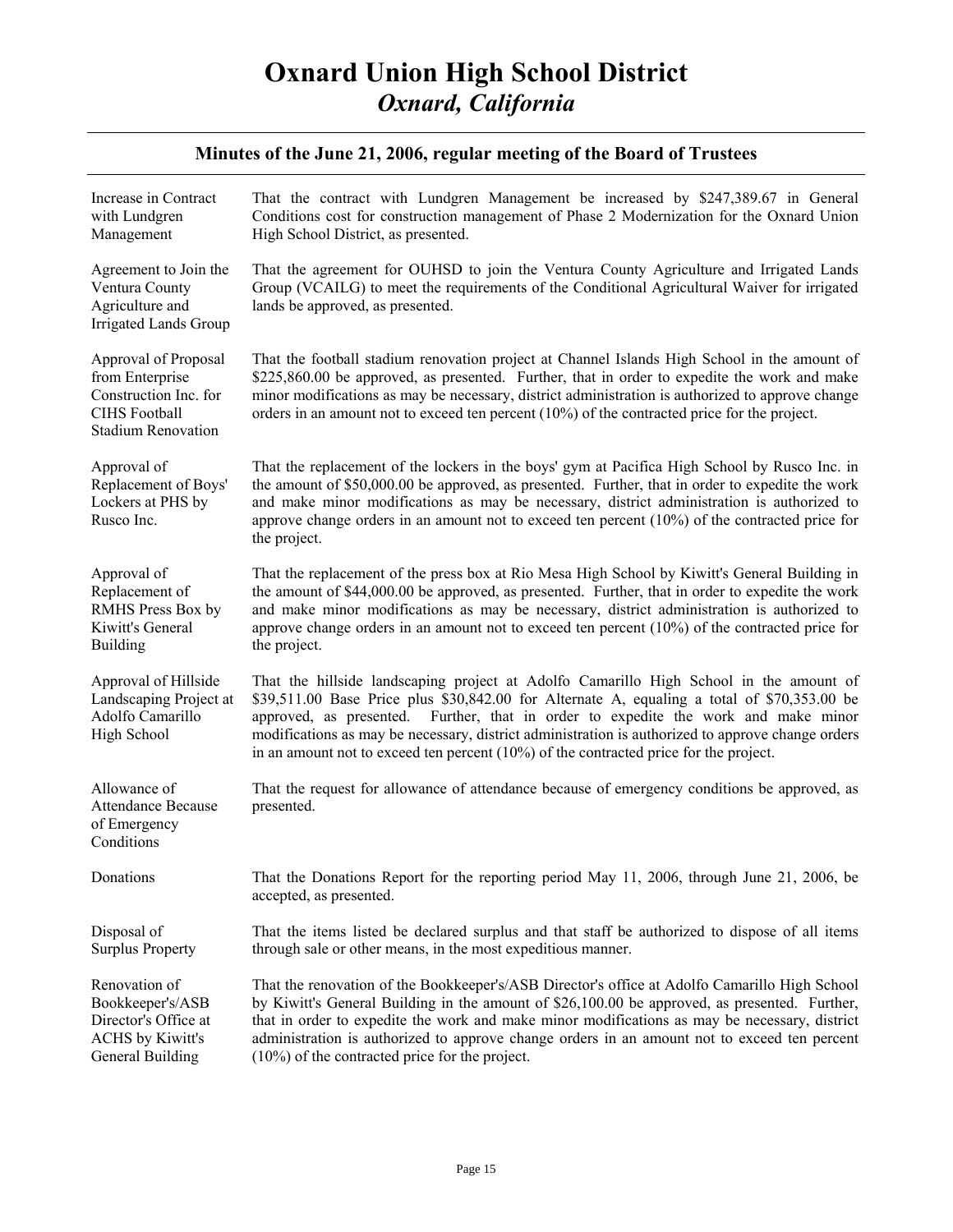# Oxnard Union High School District
## *Oxnard, California*

### Minutes of the June 21, 2006, regular meeting of the Board of Trustees

| | |
|---|---|
| Increase in Contract with Lundgren Management | That the contract with Lundgren Management be increased by $247,389.67 in General Conditions cost for construction management of Phase 2 Modernization for the Oxnard Union High School District, as presented. |
| Agreement to Join the Ventura County Agriculture and Irrigated Lands Group | That the agreement for OUHSD to join the Ventura County Agriculture and Irrigated Lands Group (VCAILG) to meet the requirements of the Conditional Agricultural Waiver for irrigated lands be approved, as presented. |
| Approval of Proposal from Enterprise Construction Inc. for CIHS Football Stadium Renovation | That the football stadium renovation project at Channel Islands High School in the amount of $225,860.00 be approved, as presented. Further, that in order to expedite the work and make minor modifications as may be necessary, district administration is authorized to approve change orders in an amount not to exceed ten percent (10%) of the contracted price for the project. |
| Approval of Replacement of Boys' Lockers at PHS by Rusco Inc. | That the replacement of the lockers in the boys' gym at Pacifica High School by Rusco Inc. in the amount of $50,000.00 be approved, as presented. Further, that in order to expedite the work and make minor modifications as may be necessary, district administration is authorized to approve change orders in an amount not to exceed ten percent (10%) of the contracted price for the project. |
| Approval of Replacement of RMHS Press Box by Kiwitt's General Building | That the replacement of the press box at Rio Mesa High School by Kiwitt's General Building in the amount of $44,000.00 be approved, as presented. Further, that in order to expedite the work and make minor modifications as may be necessary, district administration is authorized to approve change orders in an amount not to exceed ten percent (10%) of the contracted price for the project. |
| Approval of Hillside Landscaping Project at Adolfo Camarillo High School | That the hillside landscaping project at Adolfo Camarillo High School in the amount of $39,511.00 Base Price plus $30,842.00 for Alternate A, equaling a total of $70,353.00 be approved, as presented. Further, that in order to expedite the work and make minor modifications as may be necessary, district administration is authorized to approve change orders in an amount not to exceed ten percent (10%) of the contracted price for the project. |
| Allowance of Attendance Because of Emergency Conditions | That the request for allowance of attendance because of emergency conditions be approved, as presented. |
| Donations | That the Donations Report for the reporting period May 11, 2006, through June 21, 2006, be accepted, as presented. |
| Disposal of Surplus Property | That the items listed be declared surplus and that staff be authorized to dispose of all items through sale or other means, in the most expeditious manner. |
| Renovation of Bookkeeper's/ASB Director's Office at ACHS by Kiwitt's General Building | That the renovation of the Bookkeeper's/ASB Director's office at Adolfo Camarillo High School by Kiwitt's General Building in the amount of $26,100.00 be approved, as presented. Further, that in order to expedite the work and make minor modifications as may be necessary, district administration is authorized to approve change orders in an amount not to exceed ten percent (10%) of the contracted price for the project. |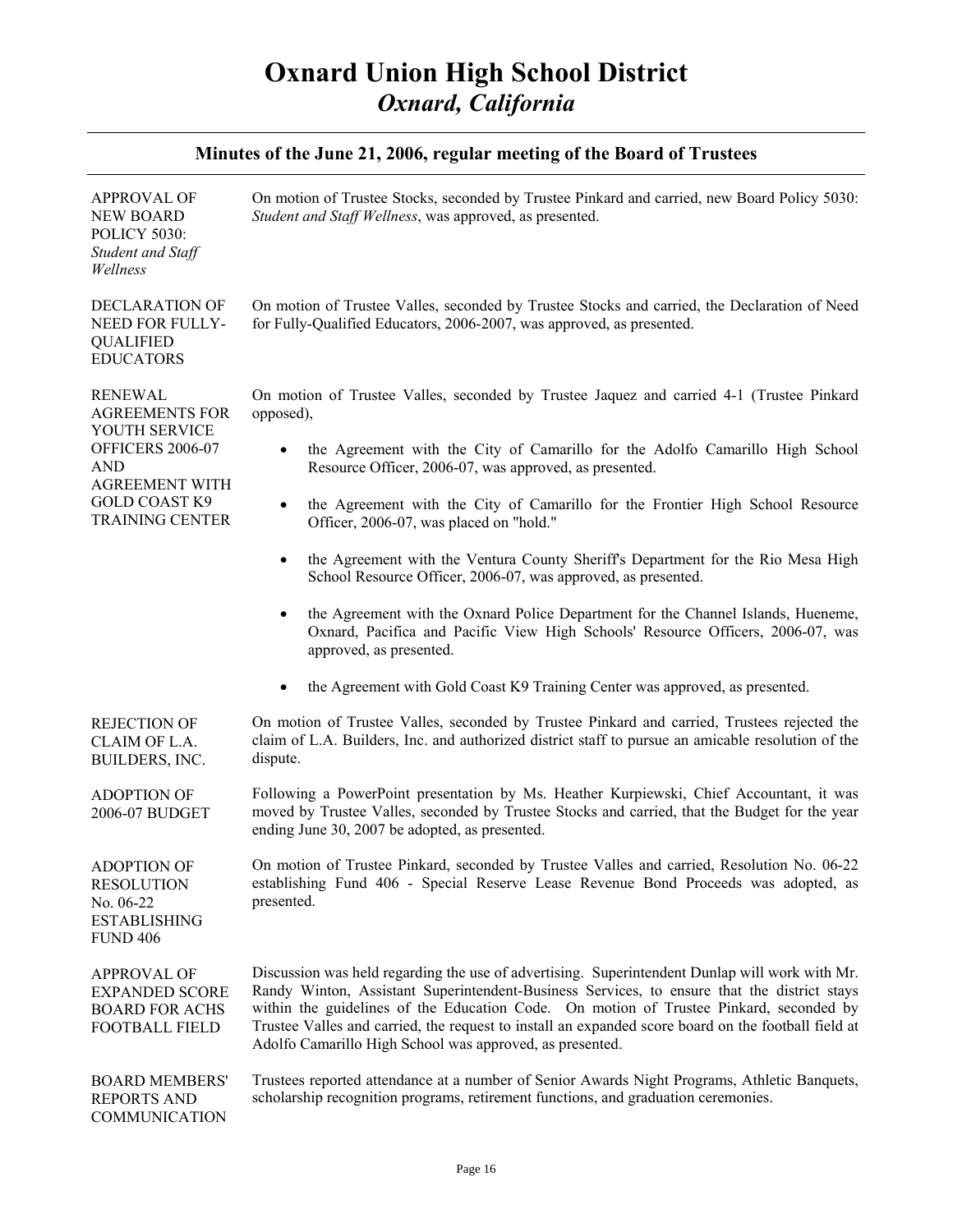# Oxnard Union High School District
## *Oxnard, California*

### Minutes of the June 21, 2006, regular meeting of the Board of Trustees

**APPROVAL OF NEW BOARD POLICY 5030: *Student and Staff Wellness***

On motion of Trustee Stocks, seconded by Trustee Pinkard and carried, new Board Policy 5030: *Student and Staff Wellness*, was approved, as presented.

**DECLARATION OF NEED FOR FULLY-QUALIFIED EDUCATORS**

On motion of Trustee Valles, seconded by Trustee Stocks and carried, the Declaration of Need for Fully-Qualified Educators, 2006-2007, was approved, as presented.

**RENEWAL AGREEMENTS FOR YOUTH SERVICE OFFICERS 2006-07 AND AGREEMENT WITH GOLD COAST K9 TRAINING CENTER**

On motion of Trustee Valles, seconded by Trustee Jaquez and carried 4-1 (Trustee Pinkard opposed),

- the Agreement with the City of Camarillo for the Adolfo Camarillo High School Resource Officer, 2006-07, was approved, as presented.
- the Agreement with the City of Camarillo for the Frontier High School Resource Officer, 2006-07, was placed on "hold."
- the Agreement with the Ventura County Sheriff's Department for the Rio Mesa High School Resource Officer, 2006-07, was approved, as presented.
- the Agreement with the Oxnard Police Department for the Channel Islands, Hueneme, Oxnard, Pacifica and Pacific View High Schools' Resource Officers, 2006-07, was approved, as presented.
- the Agreement with Gold Coast K9 Training Center was approved, as presented.

**REJECTION OF CLAIM OF L.A. BUILDERS, INC.**

On motion of Trustee Valles, seconded by Trustee Pinkard and carried, Trustees rejected the claim of L.A. Builders, Inc. and authorized district staff to pursue an amicable resolution of the dispute.

**ADOPTION OF 2006-07 BUDGET**

Following a PowerPoint presentation by Ms. Heather Kurpiewski, Chief Accountant, it was moved by Trustee Valles, seconded by Trustee Stocks and carried, that the Budget for the year ending June 30, 2007 be adopted, as presented.

**ADOPTION OF RESOLUTION No. 06-22 ESTABLISHING FUND 406**

On motion of Trustee Pinkard, seconded by Trustee Valles and carried, Resolution No. 06-22 establishing Fund 406 - Special Reserve Lease Revenue Bond Proceeds was adopted, as presented.

**APPROVAL OF EXPANDED SCORE BOARD FOR ACHS FOOTBALL FIELD**

Discussion was held regarding the use of advertising. Superintendent Dunlap will work with Mr. Randy Winton, Assistant Superintendent-Business Services, to ensure that the district stays within the guidelines of the Education Code. On motion of Trustee Pinkard, seconded by Trustee Valles and carried, the request to install an expanded score board on the football field at Adolfo Camarillo High School was approved, as presented.

**BOARD MEMBERS' REPORTS AND COMMUNICATION**

Trustees reported attendance at a number of Senior Awards Night Programs, Athletic Banquets, scholarship recognition programs, retirement functions, and graduation ceremonies.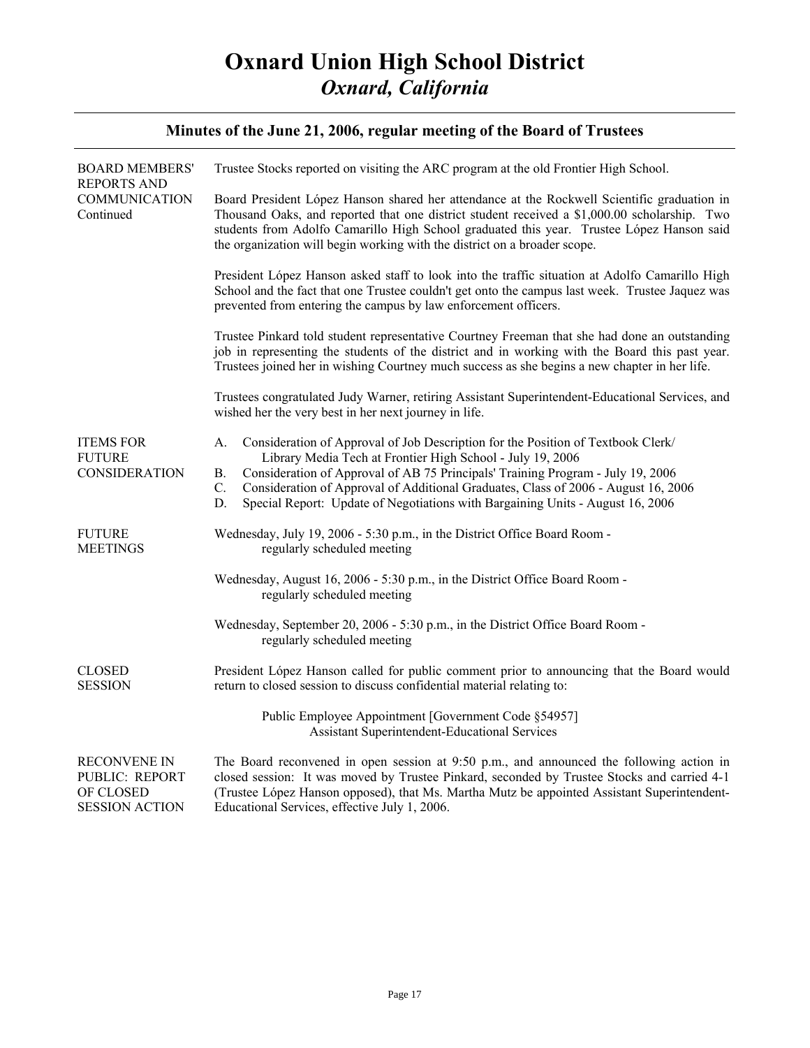# Oxnard Union High School District
## *Oxnard, California*

### Minutes of the June 21, 2006, regular meeting of the Board of Trustees

**BOARD MEMBERS' REPORTS AND COMMUNICATION Continued**

Trustee Stocks reported on visiting the ARC program at the old Frontier High School.

Board President López Hanson shared her attendance at the Rockwell Scientific graduation in Thousand Oaks, and reported that one district student received a $1,000.00 scholarship. Two students from Adolfo Camarillo High School graduated this year. Trustee López Hanson said the organization will begin working with the district on a broader scope.

President López Hanson asked staff to look into the traffic situation at Adolfo Camarillo High School and the fact that one Trustee couldn't get onto the campus last week. Trustee Jaquez was prevented from entering the campus by law enforcement officers.

Trustee Pinkard told student representative Courtney Freeman that she had done an outstanding job in representing the students of the district and in working with the Board this past year. Trustees joined her in wishing Courtney much success as she begins a new chapter in her life.

Trustees congratulated Judy Warner, retiring Assistant Superintendent-Educational Services, and wished her the very best in her next journey in life.

**ITEMS FOR FUTURE CONSIDERATION**

A. Consideration of Approval of Job Description for the Position of Textbook Clerk/ Library Media Tech at Frontier High School - July 19, 2006
B. Consideration of Approval of AB 75 Principals' Training Program - July 19, 2006
C. Consideration of Approval of Additional Graduates, Class of 2006 - August 16, 2006
D. Special Report: Update of Negotiations with Bargaining Units - August 16, 2006

**FUTURE MEETINGS**

Wednesday, July 19, 2006 - 5:30 p.m., in the District Office Board Room - regularly scheduled meeting

Wednesday, August 16, 2006 - 5:30 p.m., in the District Office Board Room - regularly scheduled meeting

Wednesday, September 20, 2006 - 5:30 p.m., in the District Office Board Room - regularly scheduled meeting

**CLOSED SESSION**

President López Hanson called for public comment prior to announcing that the Board would return to closed session to discuss confidential material relating to:

Public Employee Appointment [Government Code §54957]
Assistant Superintendent-Educational Services

**RECONVENE IN PUBLIC: REPORT OF CLOSED SESSION ACTION**

The Board reconvened in open session at 9:50 p.m., and announced the following action in closed session: It was moved by Trustee Pinkard, seconded by Trustee Stocks and carried 4-1 (Trustee López Hanson opposed), that Ms. Martha Mutz be appointed Assistant Superintendent-Educational Services, effective July 1, 2006.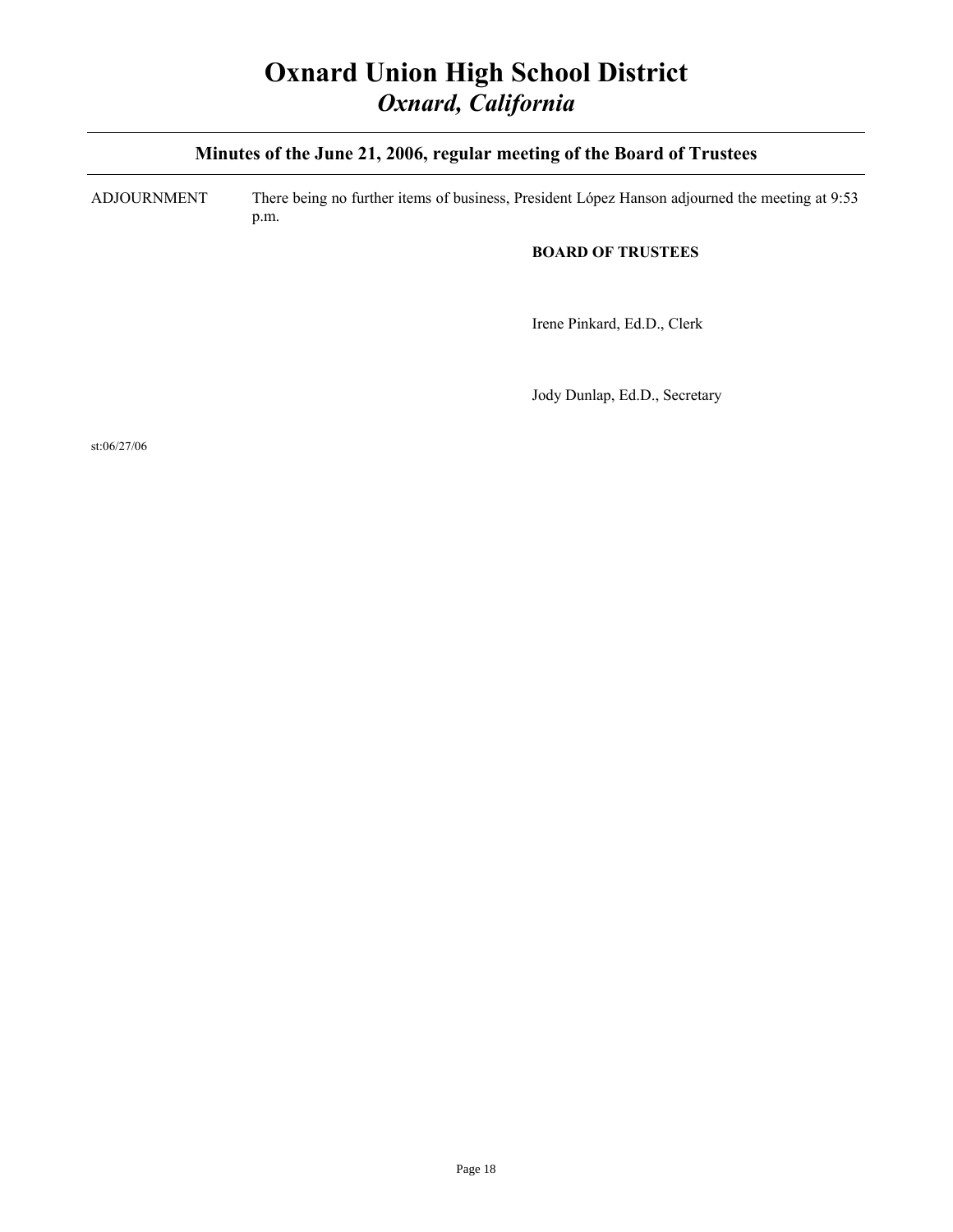# Oxnard Union High School District
## *Oxnard, California*

### Minutes of the June 21, 2006, regular meeting of the Board of Trustees

ADJOURNMENT There being no further items of business, President López Hanson adjourned the meeting at 9:53 p.m.

**BOARD OF TRUSTEES**

Irene Pinkard, Ed.D., Clerk

Jody Dunlap, Ed.D., Secretary

st:06/27/06